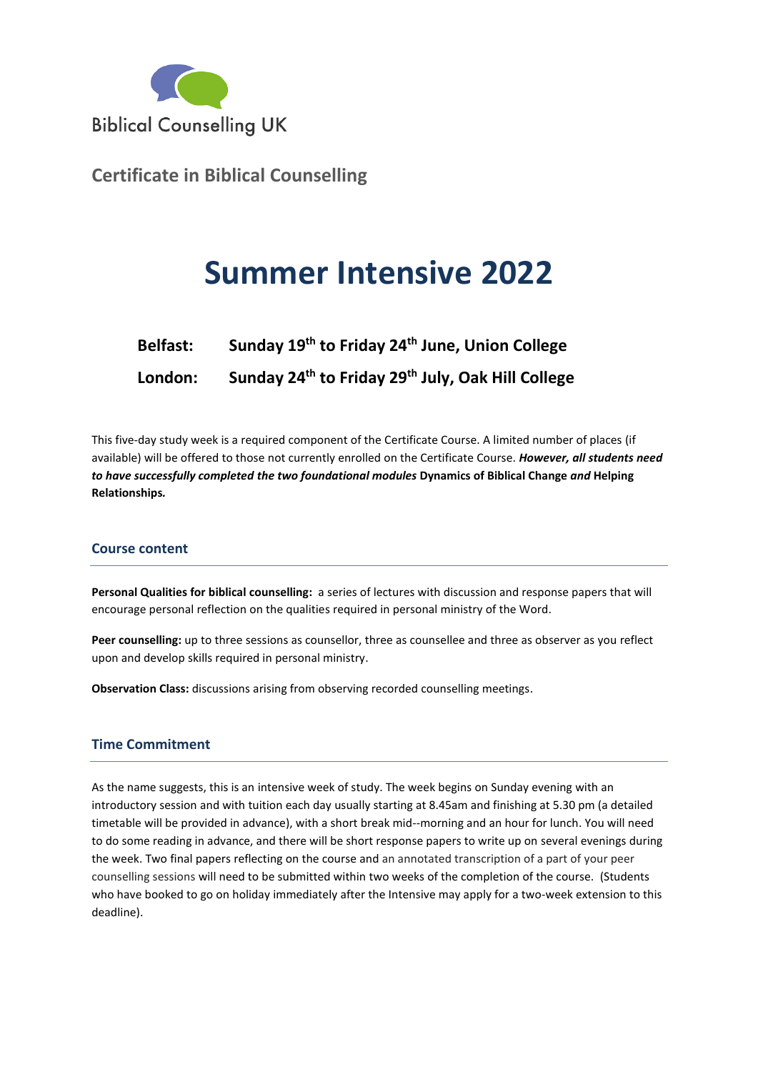Biblical Counselling UK

## Certificate in Biblical Counselling

# Summer Intensive 2022

**Belfast: Sunday 19th to Friday 24th June, Union College**

**London: Sunday 24th to Friday 29th July, Oak Hill College**

This five-day study week is a required component of the Certificate Course. A limited number of places (if available) will be offered to those not currently enrolled on the Certificate Course. ***However, all students need to have successfully completed the two foundational modules* Dynamics of Biblical Change *and* Helping Relationships*.***

### Course content

**Personal Qualities for biblical counselling:** a series of lectures with discussion and response papers that will encourage personal reflection on the qualities required in personal ministry of the Word.

**Peer counselling:** up to three sessions as counsellor, three as counsellee and three as observer as you reflect upon and develop skills required in personal ministry.

**Observation Class:** discussions arising from observing recorded counselling meetings.

### Time Commitment

As the name suggests, this is an intensive week of study. The week begins on Sunday evening with an introductory session and with tuition each day usually starting at 8.45am and finishing at 5.30 pm (a detailed timetable will be provided in advance), with a short break mid--morning and an hour for lunch. You will need to do some reading in advance, and there will be short response papers to write up on several evenings during the week. Two final papers reflecting on the course and an annotated transcription of a part of your peer counselling sessions will need to be submitted within two weeks of the completion of the course. (Students who have booked to go on holiday immediately after the Intensive may apply for a two-week extension to this deadline).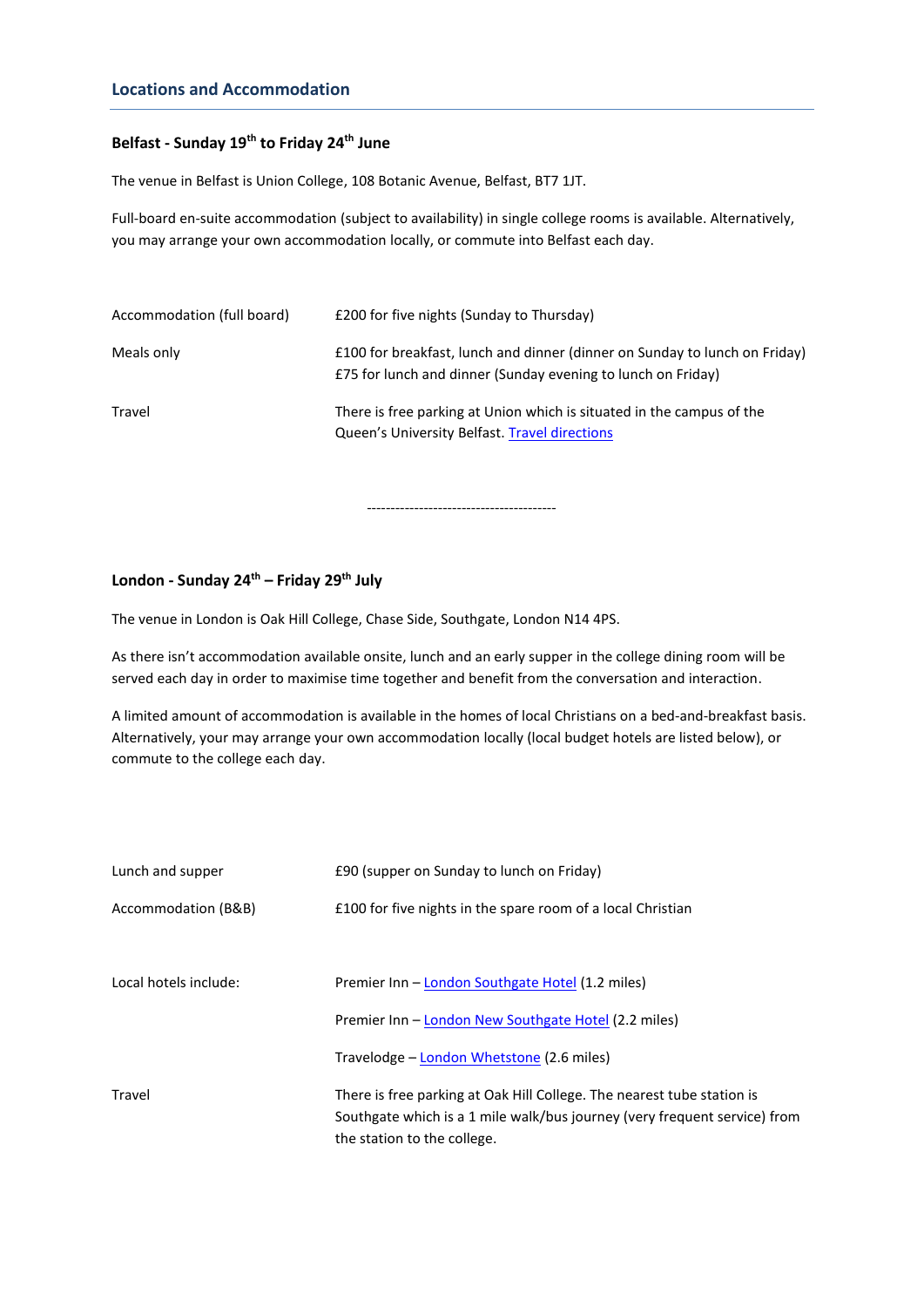## Locations and Accommodation

### Belfast - Sunday 19th to Friday 24th June

The venue in Belfast is Union College, 108 Botanic Avenue, Belfast, BT7 1JT.

Full-board en-suite accommodation (subject to availability) in single college rooms is available. Alternatively, you may arrange your own accommodation locally, or commute into Belfast each day.

| | |
|---|---|
| Accommodation (full board) | £200 for five nights (Sunday to Thursday) |
| Meals only | £100 for breakfast, lunch and dinner (dinner on Sunday to lunch on Friday)<br>£75 for lunch and dinner (Sunday evening to lunch on Friday) |
| Travel | There is free parking at Union which is situated in the campus of the Queen's University Belfast. Travel directions |

----------------------------------------

### London - Sunday 24th – Friday 29th July

The venue in London is Oak Hill College, Chase Side, Southgate, London N14 4PS.

As there isn't accommodation available onsite, lunch and an early supper in the college dining room will be served each day in order to maximise time together and benefit from the conversation and interaction.

A limited amount of accommodation is available in the homes of local Christians on a bed-and-breakfast basis. Alternatively, your may arrange your own accommodation locally (local budget hotels are listed below), or commute to the college each day.

| | |
|---|---|
| Lunch and supper | £90 (supper on Sunday to lunch on Friday) |
| Accommodation (B&B) | £100 for five nights in the spare room of a local Christian |
| Local hotels include: | Premier Inn – London Southgate Hotel (1.2 miles) |
| | Premier Inn – London New Southgate Hotel (2.2 miles) |
| | Travelodge – London Whetstone (2.6 miles) |
| Travel | There is free parking at Oak Hill College. The nearest tube station is Southgate which is a 1 mile walk/bus journey (very frequent service) from the station to the college. |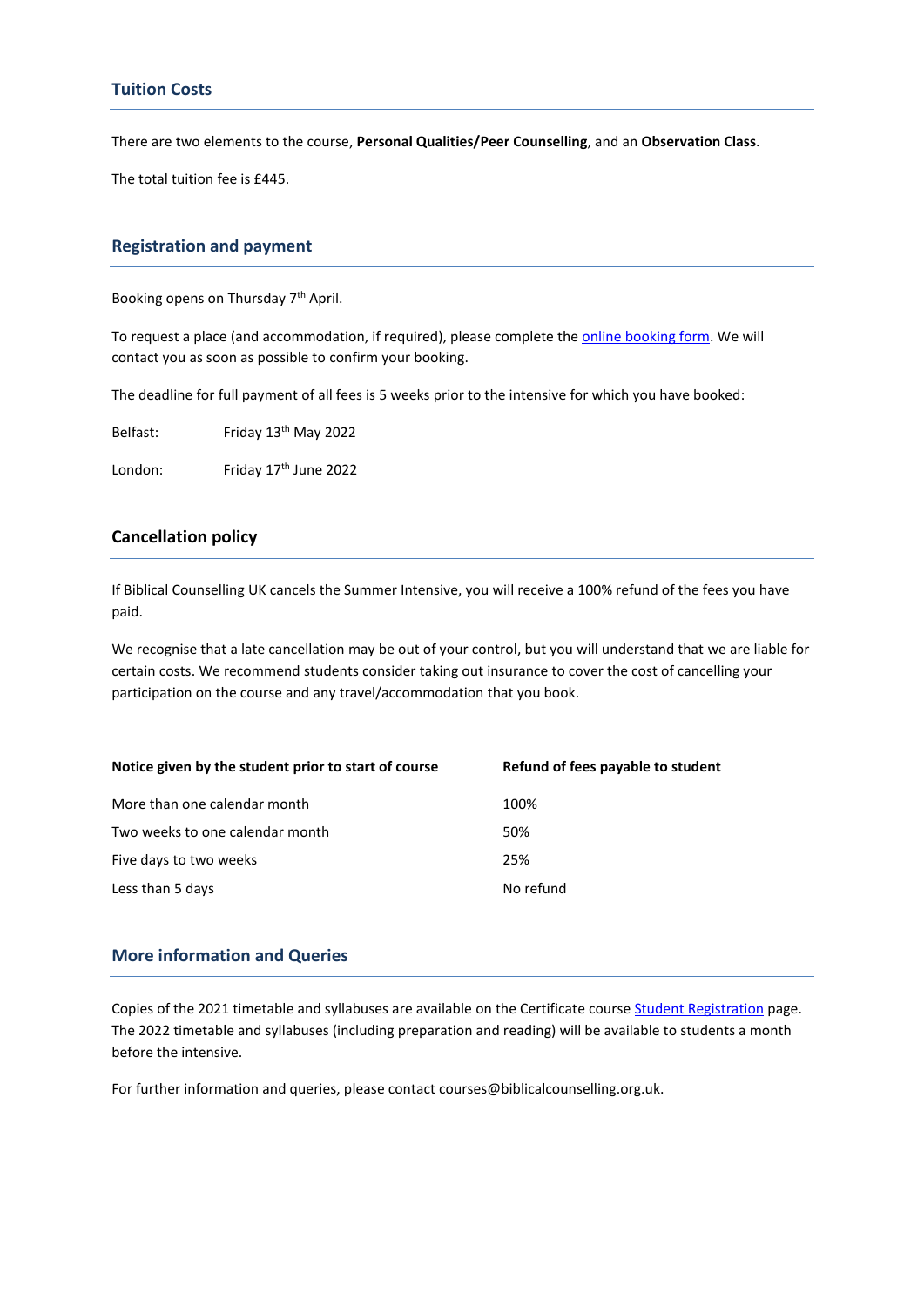## Tuition Costs

There are two elements to the course, **Personal Qualities/Peer Counselling**, and an **Observation Class**.

The total tuition fee is £445.

## Registration and payment

Booking opens on Thursday 7th April.

To request a place (and accommodation, if required), please complete the online booking form. We will contact you as soon as possible to confirm your booking.

The deadline for full payment of all fees is 5 weeks prior to the intensive for which you have booked:

| | |
|---|---|
| Belfast: | Friday 13th May 2022 |
| London: | Friday 17th June 2022 |

## Cancellation policy

If Biblical Counselling UK cancels the Summer Intensive, you will receive a 100% refund of the fees you have paid.

We recognise that a late cancellation may be out of your control, but you will understand that we are liable for certain costs. We recommend students consider taking out insurance to cover the cost of cancelling your participation on the course and any travel/accommodation that you book.

| Notice given by the student prior to start of course | Refund of fees payable to student |
|---|---|
| More than one calendar month | 100% |
| Two weeks to one calendar month | 50% |
| Five days to two weeks | 25% |
| Less than 5 days | No refund |

## More information and Queries

Copies of the 2021 timetable and syllabuses are available on the Certificate course Student Registration page. The 2022 timetable and syllabuses (including preparation and reading) will be available to students a month before the intensive.

For further information and queries, please contact courses@biblicalcounselling.org.uk.